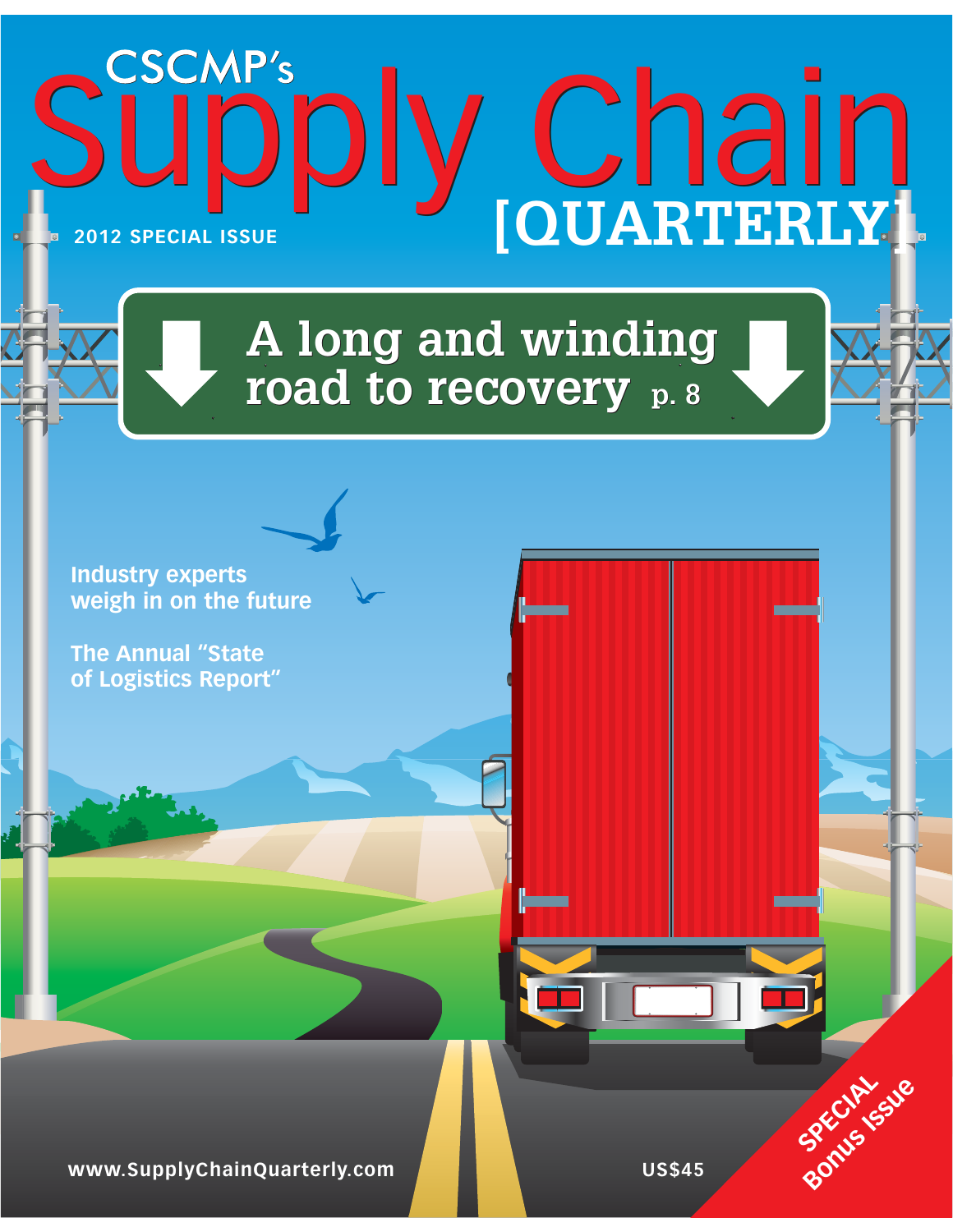CSCMP's

# Supply Chain [QUARTERLY]

2012 SPECIAL ISSUE

## A long and winding road to recovery p. 8

Industry experts weigh in on the future

The Annual "State of Logistics Report"

www.SupplyChainQuarterly.com

US$45

SPECIAL Bonus Issue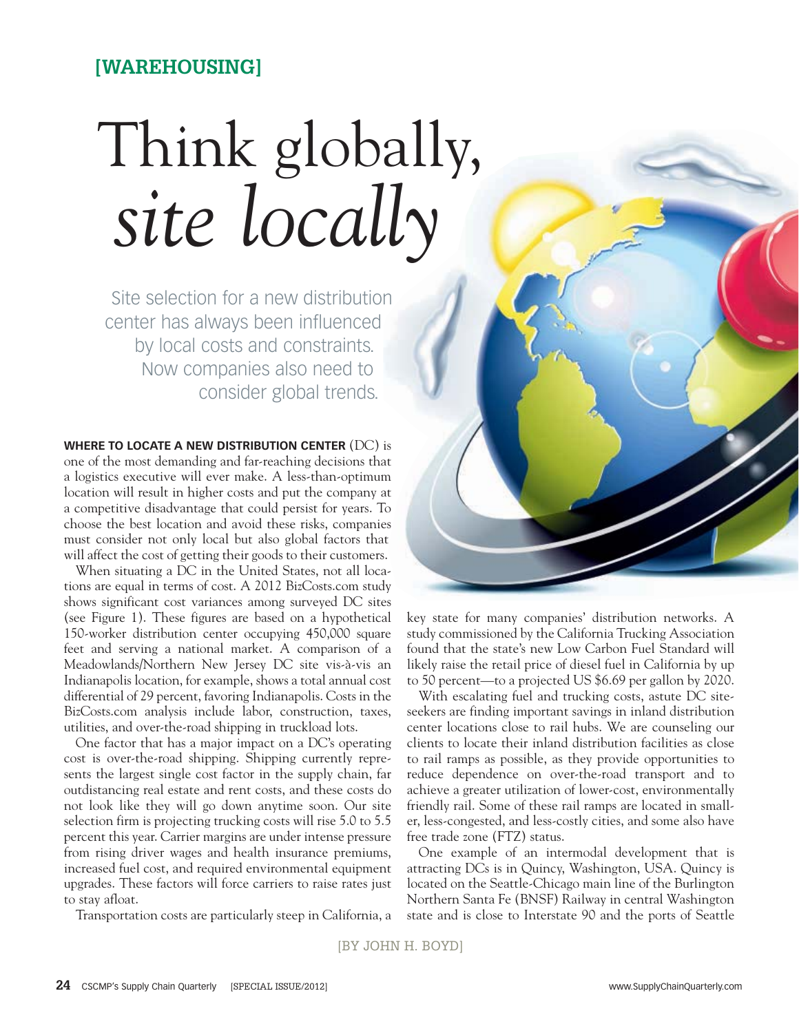**[WAREHOUSING]**

# Think globally, *site locally*

Site selection for a new distribution center has always been influenced by local costs and constraints. Now companies also need to consider global trends.

**WHERE TO LOCATE A NEW DISTRIBUTION CENTER** (DC) is one of the most demanding and far-reaching decisions that a logistics executive will ever make. A less-than-optimum location will result in higher costs and put the company at a competitive disadvantage that could persist for years. To choose the best location and avoid these risks, companies must consider not only local but also global factors that will affect the cost of getting their goods to their customers.

When situating a DC in the United States, not all locations are equal in terms of cost. A 2012 BizCosts.com study shows significant cost variances among surveyed DC sites (see Figure 1). These figures are based on a hypothetical 150-worker distribution center occupying 450,000 square feet and serving a national market. A comparison of a Meadowlands/Northern New Jersey DC site vis-à-vis an Indianapolis location, for example, shows a total annual cost differential of 29 percent, favoring Indianapolis. Costs in the BizCosts.com analysis include labor, construction, taxes, utilities, and over-the-road shipping in truckload lots.

One factor that has a major impact on a DC's operating cost is over-the-road shipping. Shipping currently represents the largest single cost factor in the supply chain, far outdistancing real estate and rent costs, and these costs do not look like they will go down anytime soon. Our site selection firm is projecting trucking costs will rise 5.0 to 5.5 percent this year. Carrier margins are under intense pressure from rising driver wages and health insurance premiums, increased fuel cost, and required environmental equipment upgrades. These factors will force carriers to raise rates just to stay afloat.

Transportation costs are particularly steep in California, a key state for many companies' distribution networks. A study commissioned by the California Trucking Association found that the state's new Low Carbon Fuel Standard will likely raise the retail price of diesel fuel in California by up to 50 percent—to a projected US $6.69 per gallon by 2020.

With escalating fuel and trucking costs, astute DC site-seekers are finding important savings in inland distribution center locations close to rail hubs. We are counseling our clients to locate their inland distribution facilities as close to rail ramps as possible, as they provide opportunities to reduce dependence on over-the-road transport and to achieve a greater utilization of lower-cost, environmentally friendly rail. Some of these rail ramps are located in smaller, less-congested, and less-costly cities, and some also have free trade zone (FTZ) status.

One example of an intermodal development that is attracting DCs is in Quincy, Washington, USA. Quincy is located on the Seattle-Chicago main line of the Burlington Northern Santa Fe (BNSF) Railway in central Washington state and is close to Interstate 90 and the ports of Seattle

[BY JOHN H. BOYD]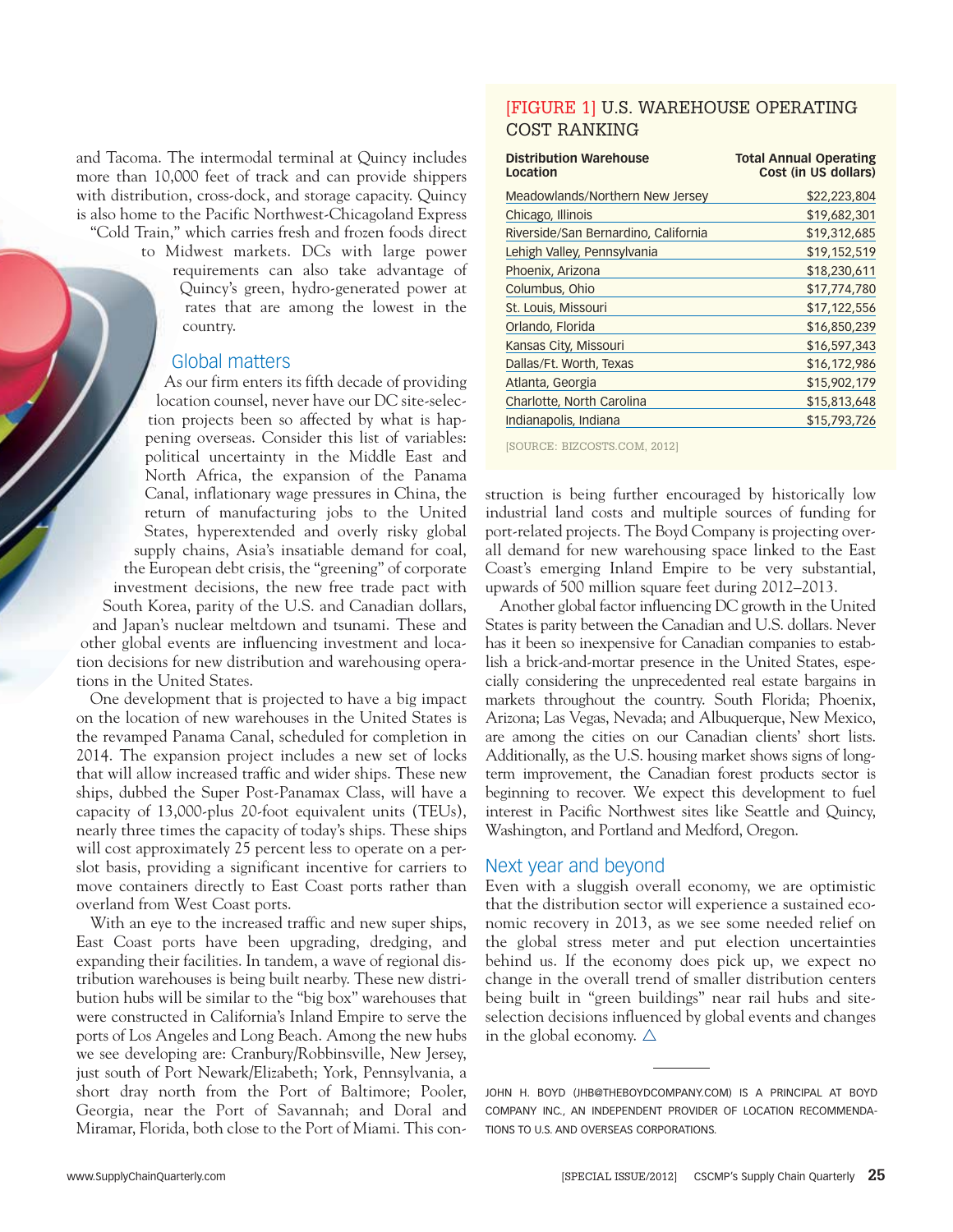and Tacoma. The intermodal terminal at Quincy includes more than 10,000 feet of track and can provide shippers with distribution, cross-dock, and storage capacity. Quincy is also home to the Pacific Northwest-Chicagoland Express "Cold Train," which carries fresh and frozen foods direct to Midwest markets. DCs with large power requirements can also take advantage of Quincy's green, hydro-generated power at rates that are among the lowest in the country.

## Global matters

As our firm enters its fifth decade of providing location counsel, never have our DC site-selection projects been so affected by what is happening overseas. Consider this list of variables: political uncertainty in the Middle East and North Africa, the expansion of the Panama Canal, inflationary wage pressures in China, the return of manufacturing jobs to the United States, hyperextended and overly risky global supply chains, Asia's insatiable demand for coal, the European debt crisis, the "greening" of corporate investment decisions, the new free trade pact with South Korea, parity of the U.S. and Canadian dollars, and Japan's nuclear meltdown and tsunami. These and other global events are influencing investment and location decisions for new distribution and warehousing operations in the United States.

One development that is projected to have a big impact on the location of new warehouses in the United States is the revamped Panama Canal, scheduled for completion in 2014. The expansion project includes a new set of locks that will allow increased traffic and wider ships. These new ships, dubbed the Super Post-Panamax Class, will have a capacity of 13,000-plus 20-foot equivalent units (TEUs), nearly three times the capacity of today's ships. These ships will cost approximately 25 percent less to operate on a per-slot basis, providing a significant incentive for carriers to move containers directly to East Coast ports rather than overland from West Coast ports.

With an eye to the increased traffic and new super ships, East Coast ports have been upgrading, dredging, and expanding their facilities. In tandem, a wave of regional distribution warehouses is being built nearby. These new distribution hubs will be similar to the "big box" warehouses that were constructed in California's Inland Empire to serve the ports of Los Angeles and Long Beach. Among the new hubs we see developing are: Cranbury/Robbinsville, New Jersey, just south of Port Newark/Elizabeth; York, Pennsylvania, a short dray north from the Port of Baltimore; Pooler, Georgia, near the Port of Savannah; and Doral and Miramar, Florida, both close to the Port of Miami. This construction is being further encouraged by historically low industrial land costs and multiple sources of funding for port-related projects. The Boyd Company is projecting overall demand for new warehousing space linked to the East Coast's emerging Inland Empire to be very substantial, upwards of 500 million square feet during 2012–2013.

### [FIGURE 1] U.S. WAREHOUSE OPERATING COST RANKING

| Distribution Warehouse Location | Total Annual Operating Cost (in US dollars) |
|---|---|
| Meadowlands/Northern New Jersey | $22,223,804 |
| Chicago, Illinois | $19,682,301 |
| Riverside/San Bernardino, California | $19,312,685 |
| Lehigh Valley, Pennsylvania | $19,152,519 |
| Phoenix, Arizona | $18,230,611 |
| Columbus, Ohio | $17,774,780 |
| St. Louis, Missouri | $17,122,556 |
| Orlando, Florida | $16,850,239 |
| Kansas City, Missouri | $16,597,343 |
| Dallas/Ft. Worth, Texas | $16,172,986 |
| Atlanta, Georgia | $15,902,179 |
| Charlotte, North Carolina | $15,813,648 |
| Indianapolis, Indiana | $15,793,726 |

[SOURCE: BIZCOSTS.COM, 2012]

Another global factor influencing DC growth in the United States is parity between the Canadian and U.S. dollars. Never has it been so inexpensive for Canadian companies to establish a brick-and-mortar presence in the United States, especially considering the unprecedented real estate bargains in markets throughout the country. South Florida; Phoenix, Arizona; Las Vegas, Nevada; and Albuquerque, New Mexico, are among the cities on our Canadian clients' short lists. Additionally, as the U.S. housing market shows signs of long-term improvement, the Canadian forest products sector is beginning to recover. We expect this development to fuel interest in Pacific Northwest sites like Seattle and Quincy, Washington, and Portland and Medford, Oregon.

## Next year and beyond

Even with a sluggish overall economy, we are optimistic that the distribution sector will experience a sustained economic recovery in 2013, as we see some needed relief on the global stress meter and put election uncertainties behind us. If the economy does pick up, we expect no change in the overall trend of smaller distribution centers being built in "green buildings" near rail hubs and site-selection decisions influenced by global events and changes in the global economy. △

JOHN H. BOYD (JHB@THEBOYDCOMPANY.COM) IS A PRINCIPAL AT BOYD COMPANY INC., AN INDEPENDENT PROVIDER OF LOCATION RECOMMENDATIONS TO U.S. AND OVERSEAS CORPORATIONS.